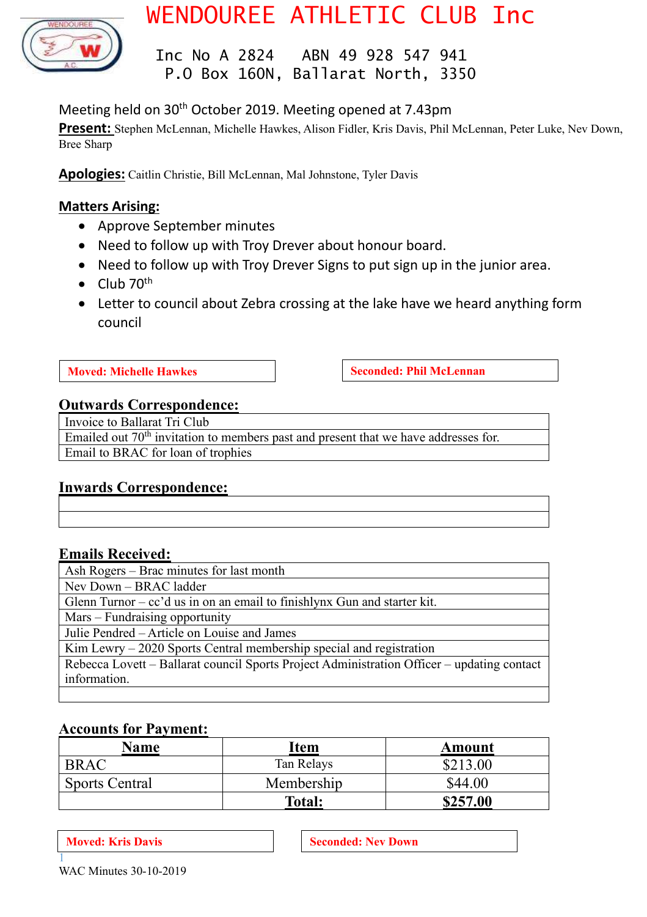# WENDOUREE ATHLETIC CLUB Inc

Inc No A 2824 ABN 49 928 547 941
P.O Box 160N, Ballarat North, 3350

Meeting held on 30th October 2019. Meeting opened at 7.43pm

**Present:** Stephen McLennan, Michelle Hawkes, Alison Fidler, Kris Davis, Phil McLennan, Peter Luke, Nev Down, Bree Sharp

**Apologies:** Caitlin Christie, Bill McLennan, Mal Johnstone, Tyler Davis

## Matters Arising:

- Approve September minutes
- Need to follow up with Troy Drever about honour board.
- Need to follow up with Troy Drever Signs to put sign up in the junior area.
- Club 70th
- Letter to council about Zebra crossing at the lake have we heard anything form council

| **Moved: Michelle Hawkes** | **Seconded: Phil McLennan** |
|---|---|

## Outwards Correspondence:

| |
|---|
| Invoice to Ballarat Tri Club |
| Emailed out 70th invitation to members past and present that we have addresses for. |
| Email to BRAC for loan of trophies |

## Inwards Correspondence:

| |
|---|
| |
| |

## Emails Received:

| |
|---|
| Ash Rogers – Brac minutes for last month |
| Nev Down – BRAC ladder |
| Glenn Turnor – cc'd us in on an email to finishlynx Gun and starter kit. |
| Mars – Fundraising opportunity |
| Julie Pendred – Article on Louise and James |
| Kim Lewry – 2020 Sports Central membership special and registration |
| Rebecca Lovett – Ballarat council Sports Project Administration Officer – updating contact information. |
| |

## Accounts for Payment:

| Name | Item | Amount |
|---|---|---|
| BRAC | Tan Relays | $213.00 |
| Sports Central | Membership | $44.00 |
| | **Total:** | **$257.00** |

| **Moved: Kris Davis** | **Seconded: Nev Down** |
|---|---|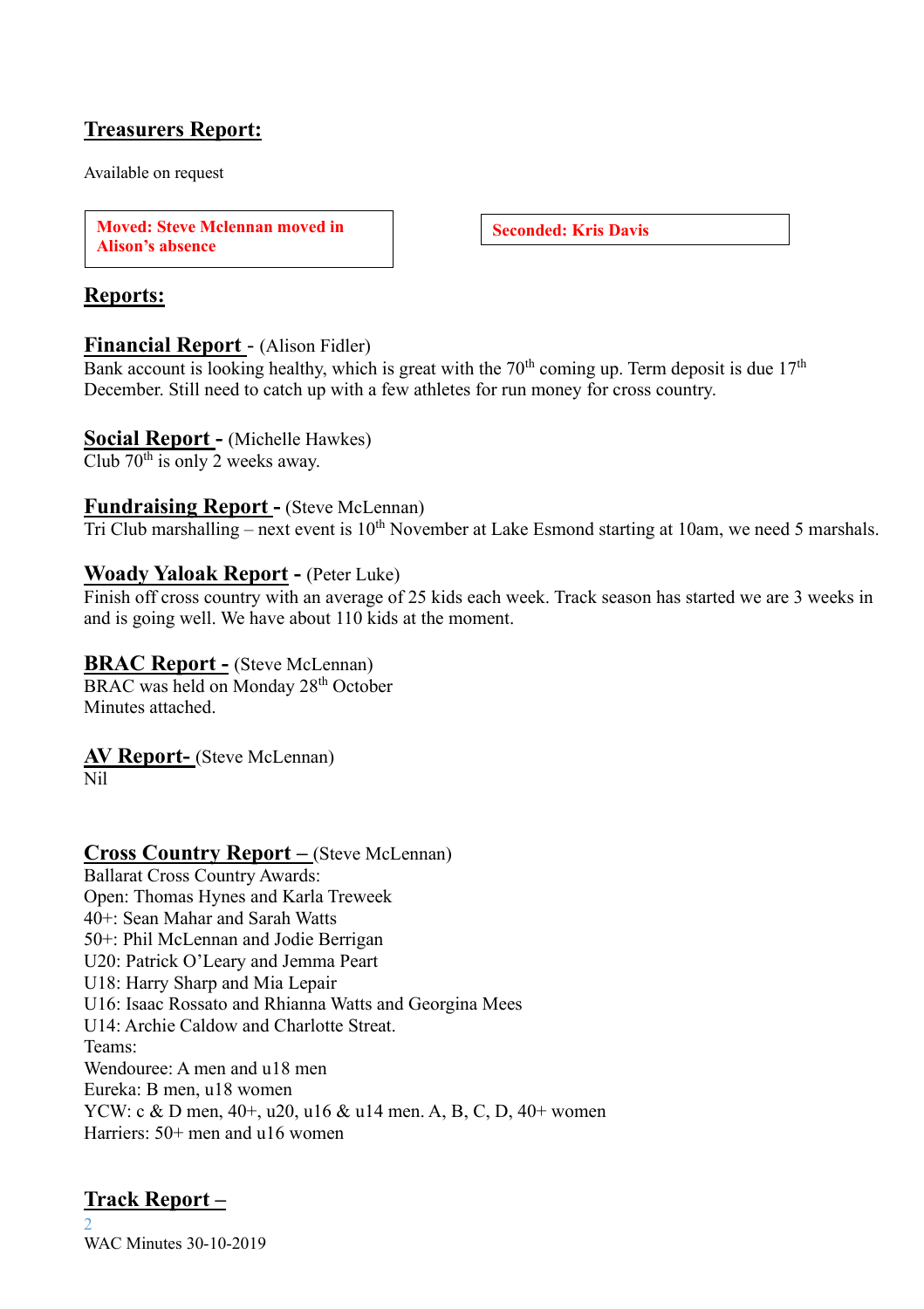## Treasurers Report:

Available on request

| **Moved: Steve Mclennan moved in Alison's absence** | **Seconded: Kris Davis** |
|---|---|

## Reports:

**Financial Report** - (Alison Fidler)
Bank account is looking healthy, which is great with the 70th coming up. Term deposit is due 17th December. Still need to catch up with a few athletes for run money for cross country.

**Social Report** - (Michelle Hawkes)
Club 70th is only 2 weeks away.

**Fundraising Report** - (Steve McLennan)
Tri Club marshalling – next event is 10th November at Lake Esmond starting at 10am, we need 5 marshals.

**Woady Yaloak Report** - (Peter Luke)
Finish off cross country with an average of 25 kids each week. Track season has started we are 3 weeks in and is going well. We have about 110 kids at the moment.

**BRAC Report** - (Steve McLennan)
BRAC was held on Monday 28th October
Minutes attached.

**AV Report**- (Steve McLennan)
Nil

**Cross Country Report** – (Steve McLennan)
Ballarat Cross Country Awards:
Open: Thomas Hynes and Karla Treweek
40+: Sean Mahar and Sarah Watts
50+: Phil McLennan and Jodie Berrigan
U20: Patrick O'Leary and Jemma Peart
U18: Harry Sharp and Mia Lepair
U16: Isaac Rossato and Rhianna Watts and Georgina Mees
U14: Archie Caldow and Charlotte Streat.
Teams:
Wendouree: A men and u18 men
Eureka: B men, u18 women
YCW: c & D men, 40+, u20, u16 & u14 men. A, B, C, D, 40+ women
Harriers: 50+ men and u16 women

**Track Report** –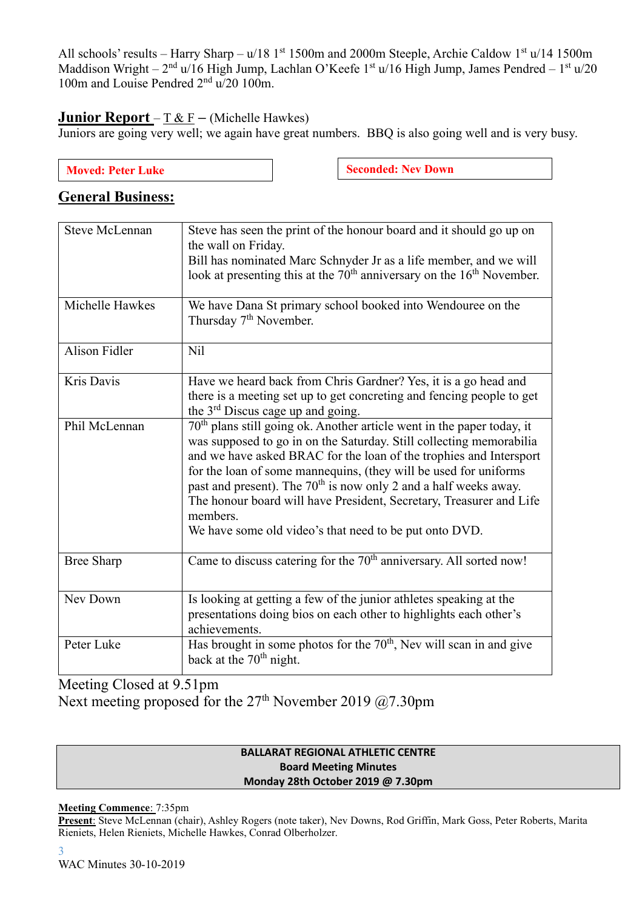All schools' results – Harry Sharp – u/18 1st 1500m and 2000m Steeple, Archie Caldow 1st u/14 1500m Maddison Wright – 2nd u/16 High Jump, Lachlan O'Keefe 1st u/16 High Jump, James Pendred – 1st u/20 100m and Louise Pendred 2nd u/20 100m.

**Junior Report** – T & F – (Michelle Hawkes)
Juniors are going very well; we again have great numbers. BBQ is also going well and is very busy.

| **Moved: Peter Luke** | **Seconded: Nev Down** |
|---|---|

## General Business:

| | |
|---|---|
| Steve McLennan | Steve has seen the print of the honour board and it should go up on the wall on Friday. Bill has nominated Marc Schnyder Jr as a life member, and we will look at presenting this at the 70th anniversary on the 16th November. |
| Michelle Hawkes | We have Dana St primary school booked into Wendouree on the Thursday 7th November. |
| Alison Fidler | Nil |
| Kris Davis | Have we heard back from Chris Gardner? Yes, it is a go head and there is a meeting set up to get concreting and fencing people to get the 3rd Discus cage up and going. |
| Phil McLennan | 70th plans still going ok. Another article went in the paper today, it was supposed to go in on the Saturday. Still collecting memorabilia and we have asked BRAC for the loan of the trophies and Intersport for the loan of some mannequins, (they will be used for uniforms past and present). The 70th is now only 2 and a half weeks away. The honour board will have President, Secretary, Treasurer and Life members. We have some old video's that need to be put onto DVD. |
| Bree Sharp | Came to discuss catering for the 70th anniversary. All sorted now! |
| Nev Down | Is looking at getting a few of the junior athletes speaking at the presentations doing bios on each other to highlights each other's achievements. |
| Peter Luke | Has brought in some photos for the 70th, Nev will scan in and give back at the 70th night. |

Meeting Closed at 9.51pm
Next meeting proposed for the 27th November 2019 @7.30pm

**BALLARAT REGIONAL ATHLETIC CENTRE**
**Board Meeting Minutes**
**Monday 28th October 2019 @ 7.30pm**

**Meeting Commence**: 7:35pm
**Present**: Steve McLennan (chair), Ashley Rogers (note taker), Nev Downs, Rod Griffin, Mark Goss, Peter Roberts, Marita Rieniets, Helen Rieniets, Michelle Hawkes, Conrad Olberholzer.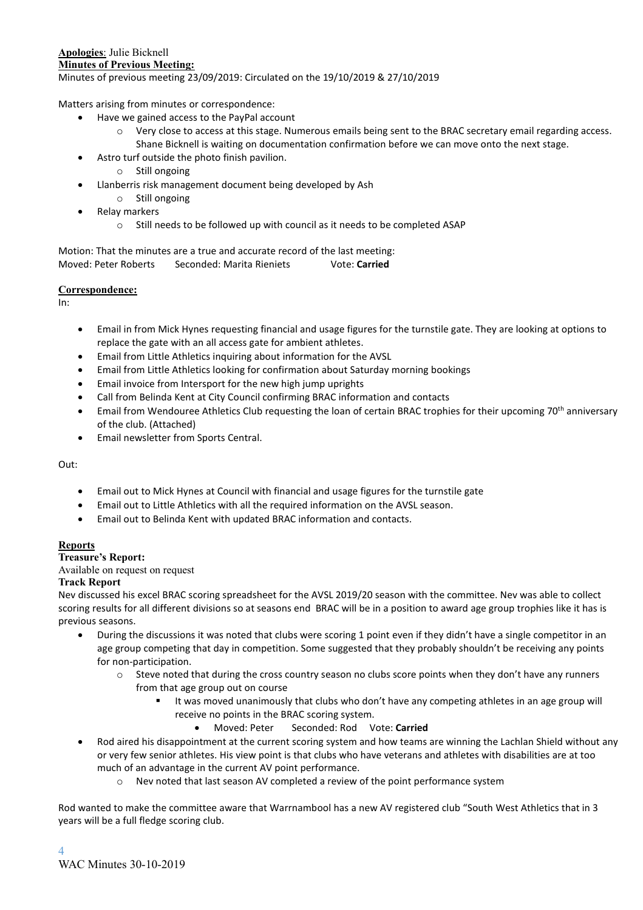**Apologies**: Julie Bicknell

**Minutes of Previous Meeting:**

Minutes of previous meeting 23/09/2019: Circulated on the 19/10/2019 & 27/10/2019

Matters arising from minutes or correspondence:

- Have we gained access to the PayPal account
  - Very close to access at this stage. Numerous emails being sent to the BRAC secretary email regarding access. Shane Bicknell is waiting on documentation confirmation before we can move onto the next stage.
- Astro turf outside the photo finish pavilion.
  - Still ongoing
- Llanberris risk management document being developed by Ash
  - Still ongoing
- Relay markers
  - Still needs to be followed up with council as it needs to be completed ASAP

Motion: That the minutes are a true and accurate record of the last meeting:
Moved: Peter Roberts    Seconded: Marita Rieniets    Vote: **Carried**

**Correspondence:**

In:

- Email in from Mick Hynes requesting financial and usage figures for the turnstile gate. They are looking at options to replace the gate with an all access gate for ambient athletes.
- Email from Little Athletics inquiring about information for the AVSL
- Email from Little Athletics looking for confirmation about Saturday morning bookings
- Email invoice from Intersport for the new high jump uprights
- Call from Belinda Kent at City Council confirming BRAC information and contacts
- Email from Wendouree Athletics Club requesting the loan of certain BRAC trophies for their upcoming 70th anniversary of the club. (Attached)
- Email newsletter from Sports Central.

Out:

- Email out to Mick Hynes at Council with financial and usage figures for the turnstile gate
- Email out to Little Athletics with all the required information on the AVSL season.
- Email out to Belinda Kent with updated BRAC information and contacts.

**Reports**

**Treasure's Report:**

Available on request on request

**Track Report**

Nev discussed his excel BRAC scoring spreadsheet for the AVSL 2019/20 season with the committee. Nev was able to collect scoring results for all different divisions so at seasons end BRAC will be in a position to award age group trophies like it has is previous seasons.

- During the discussions it was noted that clubs were scoring 1 point even if they didn't have a single competitor in an age group competing that day in competition. Some suggested that they probably shouldn't be receiving any points for non-participation.
  - Steve noted that during the cross country season no clubs score points when they don't have any runners from that age group out on course
    - It was moved unanimously that clubs who don't have any competing athletes in an age group will receive no points in the BRAC scoring system.
      - Moved: Peter    Seconded: Rod    Vote: **Carried**
- Rod aired his disappointment at the current scoring system and how teams are winning the Lachlan Shield without any or very few senior athletes. His view point is that clubs who have veterans and athletes with disabilities are at too much of an advantage in the current AV point performance.
  - Nev noted that last season AV completed a review of the point performance system

Rod wanted to make the committee aware that Warrnambool has a new AV registered club "South West Athletics that in 3 years will be a full fledge scoring club.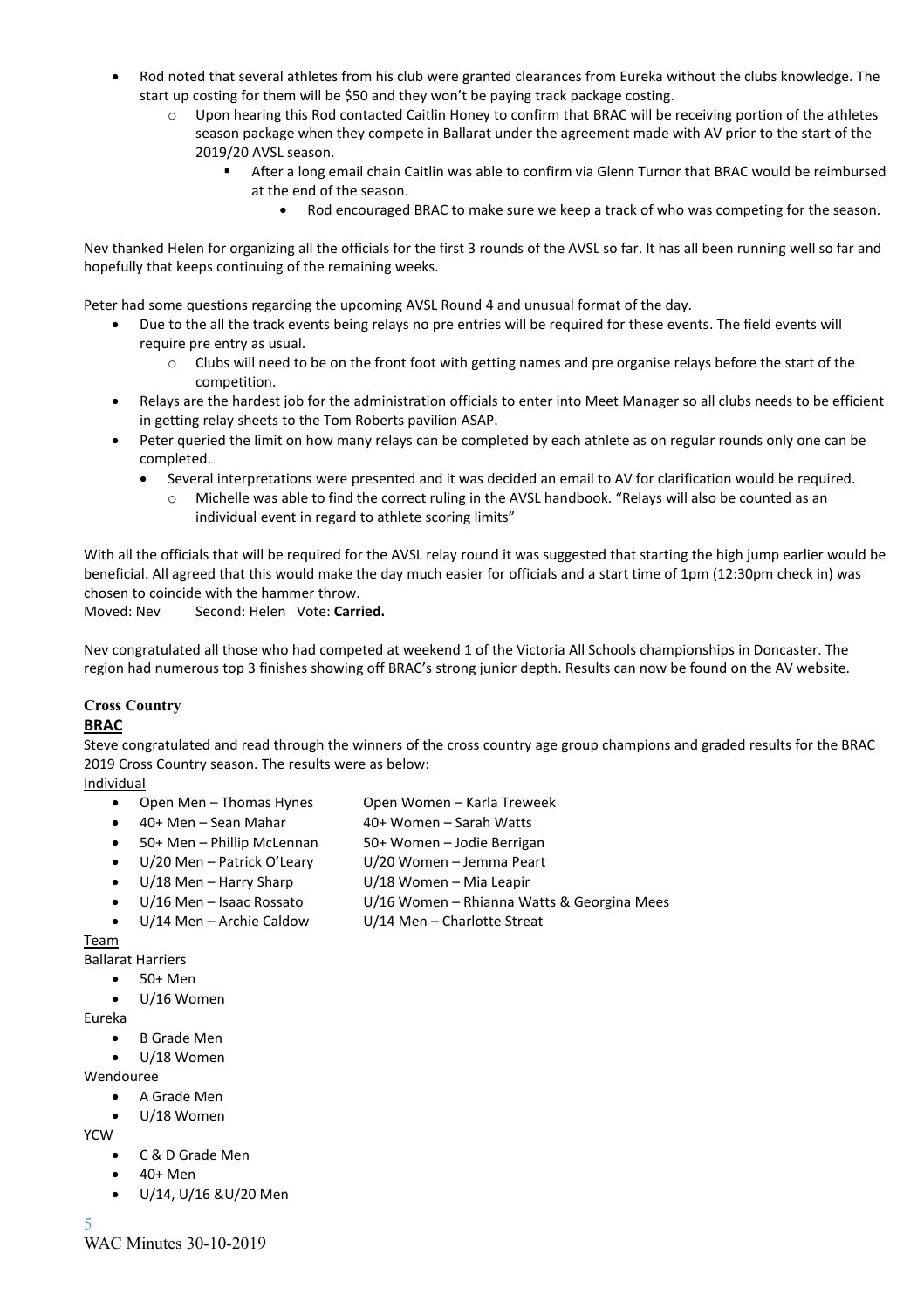- Rod noted that several athletes from his club were granted clearances from Eureka without the clubs knowledge. The start up costing for them will be $50 and they won't be paying track package costing.
    - Upon hearing this Rod contacted Caitlin Honey to confirm that BRAC will be receiving portion of the athletes season package when they compete in Ballarat under the agreement made with AV prior to the start of the 2019/20 AVSL season.
        - After a long email chain Caitlin was able to confirm via Glenn Turnor that BRAC would be reimbursed at the end of the season.
            - Rod encouraged BRAC to make sure we keep a track of who was competing for the season.

Nev thanked Helen for organizing all the officials for the first 3 rounds of the AVSL so far. It has all been running well so far and hopefully that keeps continuing of the remaining weeks.

Peter had some questions regarding the upcoming AVSL Round 4 and unusual format of the day.

- Due to the all the track events being relays no pre entries will be required for these events. The field events will require pre entry as usual.
    - Clubs will need to be on the front foot with getting names and pre organise relays before the start of the competition.
- Relays are the hardest job for the administration officials to enter into Meet Manager so all clubs needs to be efficient in getting relay sheets to the Tom Roberts pavilion ASAP.
- Peter queried the limit on how many relays can be completed by each athlete as on regular rounds only one can be completed.
    - Several interpretations were presented and it was decided an email to AV for clarification would be required.
        - Michelle was able to find the correct ruling in the AVSL handbook. "Relays will also be counted as an individual event in regard to athlete scoring limits"

With all the officials that will be required for the AVSL relay round it was suggested that starting the high jump earlier would be beneficial. All agreed that this would make the day much easier for officials and a start time of 1pm (12:30pm check in) was chosen to coincide with the hammer throw.

Moved: Nev  Second: Helen  Vote: **Carried.**

Nev congratulated all those who had competed at weekend 1 of the Victoria All Schools championships in Doncaster. The region had numerous top 3 finishes showing off BRAC's strong junior depth. Results can now be found on the AV website.

**Cross Country**

**BRAC**

Steve congratulated and read through the winners of the cross country age group champions and graded results for the BRAC 2019 Cross Country season. The results were as below:

Individual

- Open Men – Thomas Hynes    Open Women – Karla Treweek
- 40+ Men – Sean Mahar    40+ Women – Sarah Watts
- 50+ Men – Phillip McLennan    50+ Women – Jodie Berrigan
- U/20 Men – Patrick O'Leary    U/20 Women – Jemma Peart
- U/18 Men – Harry Sharp    U/18 Women – Mia Leapir
- U/16 Men – Isaac Rossato    U/16 Women – Rhianna Watts & Georgina Mees
- U/14 Men – Archie Caldow    U/14 Men – Charlotte Streat

Team

Ballarat Harriers

- 50+ Men
- U/16 Women

Eureka

- B Grade Men
- U/18 Women

Wendouree

- A Grade Men
- U/18 Women

YCW

- C & D Grade Men
- 40+ Men
- U/14, U/16 &U/20 Men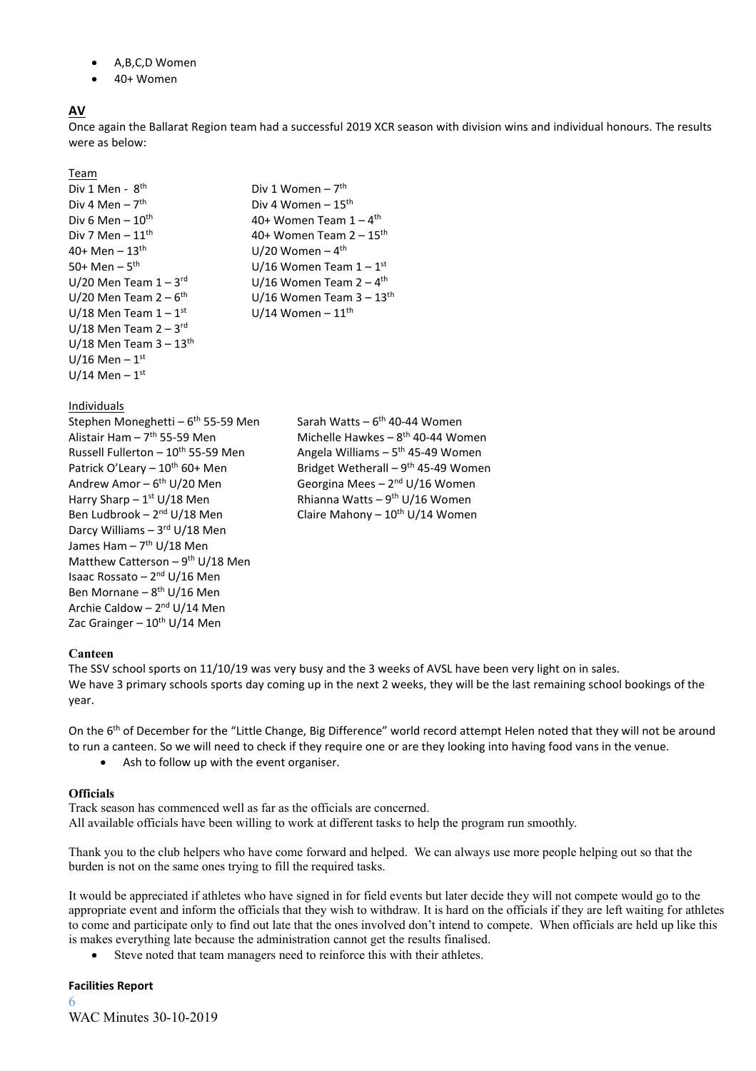- A,B,C,D Women
- 40+ Women

## AV

Once again the Ballarat Region team had a successful 2019 XCR season with division wins and individual honours. The results were as below:

Team

Div 1 Men - 8th
Div 4 Men – 7th
Div 6 Men – 10th
Div 7 Men – 11th
40+ Men – 13th
50+ Men – 5th
U/20 Men Team 1 – 3rd
U/20 Men Team 2 – 6th
U/18 Men Team 1 – 1st
U/18 Men Team 2 – 3rd
U/18 Men Team 3 – 13th
U/16 Men – 1st
U/14 Men – 1st

Div 1 Women – 7th
Div 4 Women – 15th
40+ Women Team 1 – 4th
40+ Women Team 2 – 15th
U/20 Women – 4th
U/16 Women Team 1 – 1st
U/16 Women Team 2 – 4th
U/16 Women Team 3 – 13th
U/14 Women – 11th

Individuals

Stephen Moneghetti – 6th 55-59 Men
Alistair Ham – 7th 55-59 Men
Russell Fullerton – 10th 55-59 Men
Patrick O'Leary – 10th 60+ Men
Andrew Amor – 6th U/20 Men
Harry Sharp – 1st U/18 Men
Ben Ludbrook – 2nd U/18 Men
Darcy Williams – 3rd U/18 Men
James Ham – 7th U/18 Men
Matthew Catterson – 9th U/18 Men
Isaac Rossato – 2nd U/16 Men
Ben Mornane – 8th U/16 Men
Archie Caldow – 2nd U/14 Men
Zac Grainger – 10th U/14 Men

Sarah Watts – 6th 40-44 Women
Michelle Hawkes – 8th 40-44 Women
Angela Williams – 5th 45-49 Women
Bridget Wetherall – 9th 45-49 Women
Georgina Mees – 2nd U/16 Women
Rhianna Watts – 9th U/16 Women
Claire Mahony – 10th U/14 Women

**Canteen**

The SSV school sports on 11/10/19 was very busy and the 3 weeks of AVSL have been very light on in sales.
We have 3 primary schools sports day coming up in the next 2 weeks, they will be the last remaining school bookings of the year.

On the 6th of December for the "Little Change, Big Difference" world record attempt Helen noted that they will not be around to run a canteen. So we will need to check if they require one or are they looking into having food vans in the venue.

- Ash to follow up with the event organiser.

**Officials**

Track season has commenced well as far as the officials are concerned.
All available officials have been willing to work at different tasks to help the program run smoothly.

Thank you to the club helpers who have come forward and helped. We can always use more people helping out so that the burden is not on the same ones trying to fill the required tasks.

It would be appreciated if athletes who have signed in for field events but later decide they will not compete would go to the appropriate event and inform the officials that they wish to withdraw. It is hard on the officials if they are left waiting for athletes to come and participate only to find out late that the ones involved don't intend to compete. When officials are held up like this is makes everything late because the administration cannot get the results finalised.

- Steve noted that team managers need to reinforce this with their athletes.

**Facilities Report**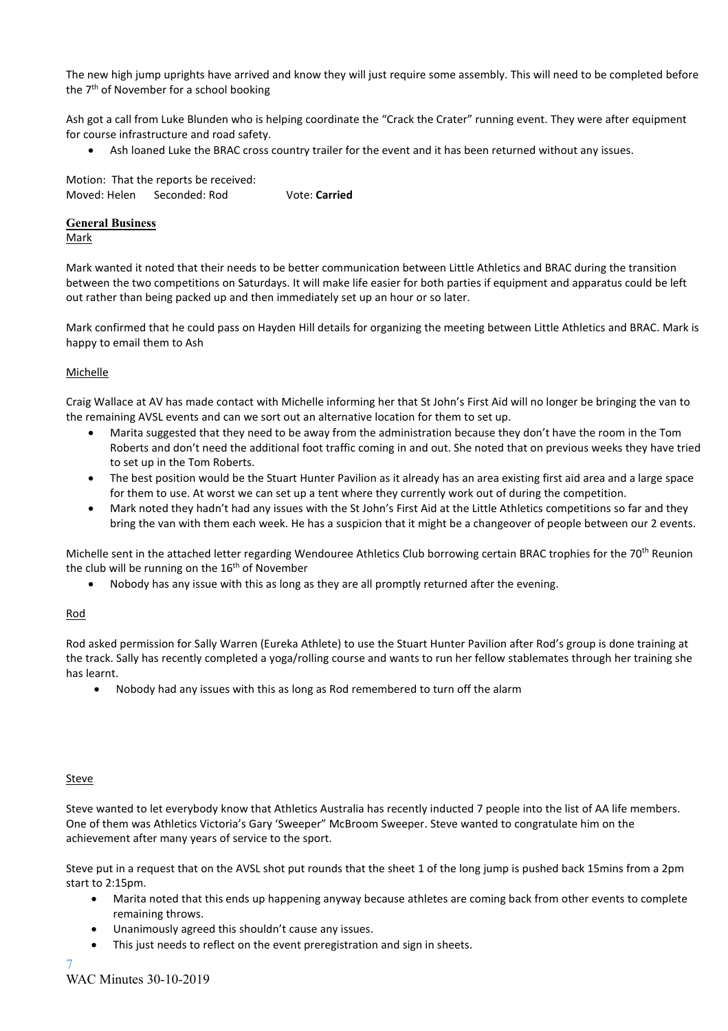The new high jump uprights have arrived and know they will just require some assembly. This will need to be completed before the 7th of November for a school booking

Ash got a call from Luke Blunden who is helping coordinate the "Crack the Crater" running event. They were after equipment for course infrastructure and road safety.

- Ash loaned Luke the BRAC cross country trailer for the event and it has been returned without any issues.

Motion: That the reports be received:
Moved: Helen Seconded: Rod Vote: **Carried**

## General Business

Mark

Mark wanted it noted that their needs to be better communication between Little Athletics and BRAC during the transition between the two competitions on Saturdays. It will make life easier for both parties if equipment and apparatus could be left out rather than being packed up and then immediately set up an hour or so later.

Mark confirmed that he could pass on Hayden Hill details for organizing the meeting between Little Athletics and BRAC. Mark is happy to email them to Ash

Michelle

Craig Wallace at AV has made contact with Michelle informing her that St John's First Aid will no longer be bringing the van to the remaining AVSL events and can we sort out an alternative location for them to set up.

- Marita suggested that they need to be away from the administration because they don't have the room in the Tom Roberts and don't need the additional foot traffic coming in and out. She noted that on previous weeks they have tried to set up in the Tom Roberts.
- The best position would be the Stuart Hunter Pavilion as it already has an area existing first aid area and a large space for them to use. At worst we can set up a tent where they currently work out of during the competition.
- Mark noted they hadn't had any issues with the St John's First Aid at the Little Athletics competitions so far and they bring the van with them each week. He has a suspicion that it might be a changeover of people between our 2 events.

Michelle sent in the attached letter regarding Wendouree Athletics Club borrowing certain BRAC trophies for the 70th Reunion the club will be running on the 16th of November

- Nobody has any issue with this as long as they are all promptly returned after the evening.

Rod

Rod asked permission for Sally Warren (Eureka Athlete) to use the Stuart Hunter Pavilion after Rod's group is done training at the track. Sally has recently completed a yoga/rolling course and wants to run her fellow stablemates through her training she has learnt.

- Nobody had any issues with this as long as Rod remembered to turn off the alarm

Steve

Steve wanted to let everybody know that Athletics Australia has recently inducted 7 people into the list of AA life members. One of them was Athletics Victoria's Gary 'Sweeper" McBroom Sweeper. Steve wanted to congratulate him on the achievement after many years of service to the sport.

Steve put in a request that on the AVSL shot put rounds that the sheet 1 of the long jump is pushed back 15mins from a 2pm start to 2:15pm.

- Marita noted that this ends up happening anyway because athletes are coming back from other events to complete remaining throws.
- Unanimously agreed this shouldn't cause any issues.
- This just needs to reflect on the event preregistration and sign in sheets.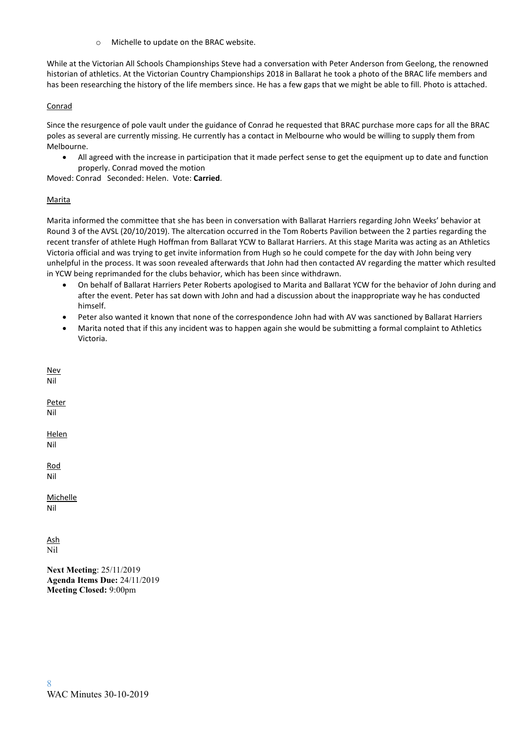- Michelle to update on the BRAC website.

While at the Victorian All Schools Championships Steve had a conversation with Peter Anderson from Geelong, the renowned historian of athletics. At the Victorian Country Championships 2018 in Ballarat he took a photo of the BRAC life members and has been researching the history of the life members since. He has a few gaps that we might be able to fill. Photo is attached.

Conrad

Since the resurgence of pole vault under the guidance of Conrad he requested that BRAC purchase more caps for all the BRAC poles as several are currently missing. He currently has a contact in Melbourne who would be willing to supply them from Melbourne.

- All agreed with the increase in participation that it made perfect sense to get the equipment up to date and function properly. Conrad moved the motion

Moved: Conrad Seconded: Helen. Vote: **Carried**.

Marita

Marita informed the committee that she has been in conversation with Ballarat Harriers regarding John Weeks' behavior at Round 3 of the AVSL (20/10/2019). The altercation occurred in the Tom Roberts Pavilion between the 2 parties regarding the recent transfer of athlete Hugh Hoffman from Ballarat YCW to Ballarat Harriers. At this stage Marita was acting as an Athletics Victoria official and was trying to get invite information from Hugh so he could compete for the day with John being very unhelpful in the process. It was soon revealed afterwards that John had then contacted AV regarding the matter which resulted in YCW being reprimanded for the clubs behavior, which has been since withdrawn.

- On behalf of Ballarat Harriers Peter Roberts apologised to Marita and Ballarat YCW for the behavior of John during and after the event. Peter has sat down with John and had a discussion about the inappropriate way he has conducted himself.
- Peter also wanted it known that none of the correspondence John had with AV was sanctioned by Ballarat Harriers
- Marita noted that if this any incident was to happen again she would be submitting a formal complaint to Athletics Victoria.

Nev
Nil

Peter
Nil

Helen
Nil

Rod
Nil

Michelle
Nil

Ash
Nil

**Next Meeting**: 25/11/2019
**Agenda Items Due:** 24/11/2019
**Meeting Closed:** 9:00pm